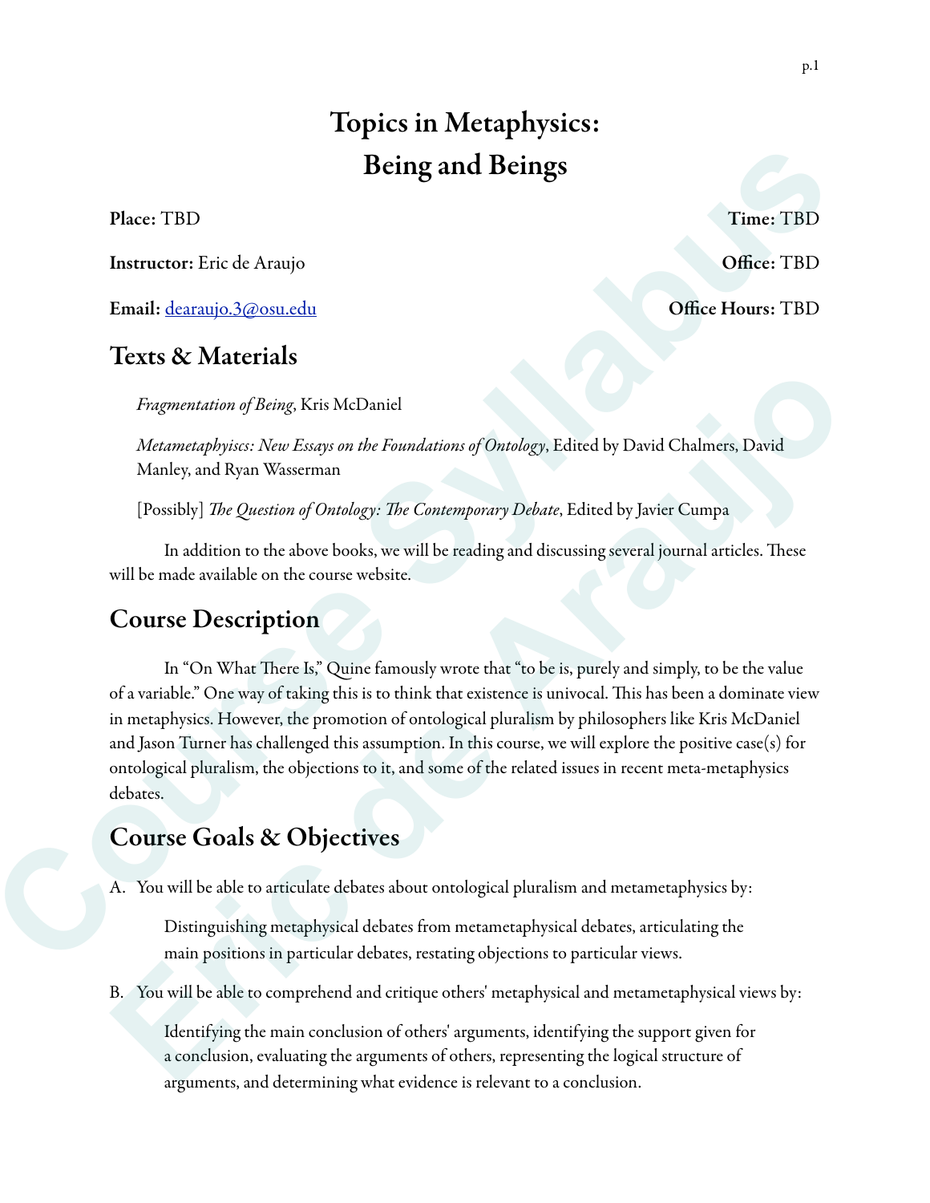# Topics in Metaphysics: Being and Beings

**Place:** TBD **Time:** TBD

**Instructor:** Eric de Araujo **Office:** TBD

**Email:** dearaujo.3@osu.edu **Office Hours:** TBD

## Texts & Materials

*Fragmentation of Being*, Kris McDaniel

*Metametaphyiscs: New Essays on the Foundations of Ontology*, Edited by David Chalmers, David Manley, and Ryan Wasserman

[Possibly] *The Question of Ontology: The Contemporary Debate*, Edited by Javier Cumpa

In addition to the above books, we will be reading and discussing several journal articles. These will be made available on the course website.

## Course Description

In "On What There Is," Quine famously wrote that "to be is, purely and simply, to be the value of a variable." One way of taking this is to think that existence is univocal. This has been a dominate view in metaphysics. However, the promotion of ontological pluralism by philosophers like Kris McDaniel and Jason Turner has challenged this assumption. In this course, we will explore the positive case(s) for ontological pluralism, the objections to it, and some of the related issues in recent meta-metaphysics debates.

## Course Goals & Objectives

A. You will be able to articulate debates about ontological pluralism and metametaphysics by:

Distinguishing metaphysical debates from metametaphysical debates, articulating the main positions in particular debates, restating objections to particular views.

B. You will be able to comprehend and critique others' metaphysical and metametaphysical views by:

Identifying the main conclusion of others' arguments, identifying the support given for a conclusion, evaluating the arguments of others, representing the logical structure of arguments, and determining what evidence is relevant to a conclusion.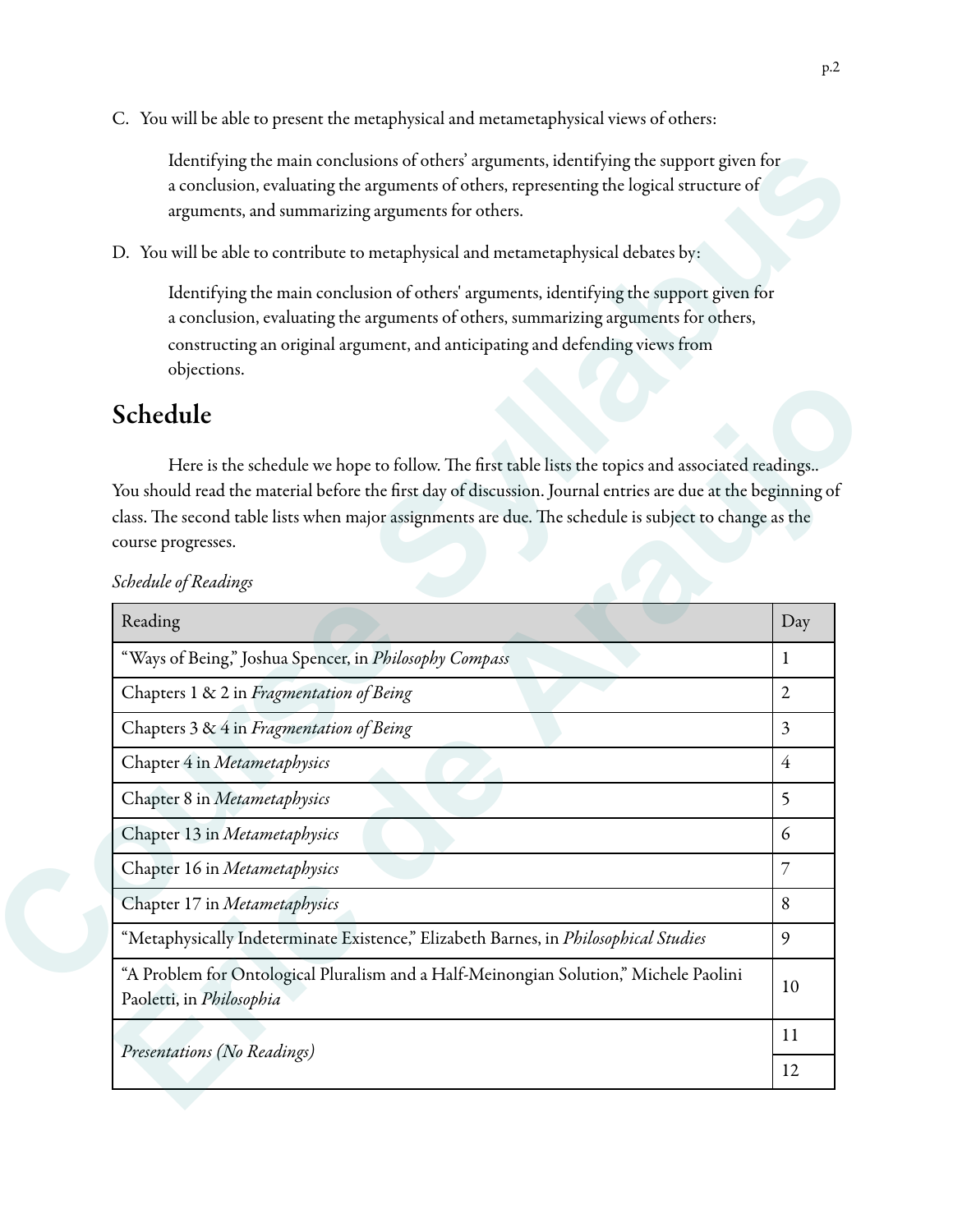C. You will be able to present the metaphysical and metametaphysical views of others:

> Identifying the main conclusions of others' arguments, identifying the support given for a conclusion, evaluating the arguments of others, representing the logical structure of arguments, and summarizing arguments for others.

D. You will be able to contribute to metaphysical and metametaphysical debates by:

> Identifying the main conclusion of others' arguments, identifying the support given for a conclusion, evaluating the arguments of others, summarizing arguments for others, constructing an original argument, and anticipating and defending views from objections.

## Schedule

Here is the schedule we hope to follow. The first table lists the topics and associated readings.. You should read the material before the first day of discussion. Journal entries are due at the beginning of class. The second table lists when major assignments are due. The schedule is subject to change as the course progresses.

*Schedule of Readings*

| Reading | Day |
|---|---|
| "Ways of Being," Joshua Spencer, in *Philosophy Compass* | 1 |
| Chapters 1 & 2 in *Fragmentation of Being* | 2 |
| Chapters 3 & 4 in *Fragmentation of Being* | 3 |
| Chapter 4 in *Metametaphysics* | 4 |
| Chapter 8 in *Metametaphysics* | 5 |
| Chapter 13 in *Metametaphysics* | 6 |
| Chapter 16 in *Metametaphysics* | 7 |
| Chapter 17 in *Metametaphysics* | 8 |
| "Metaphysically Indeterminate Existence," Elizabeth Barnes, in *Philosophical Studies* | 9 |
| "A Problem for Ontological Pluralism and a Half-Meinongian Solution," Michele Paolini Paoletti, in *Philosophia* | 10 |
| *Presentations (No Readings)* | 11 |
| | 12 |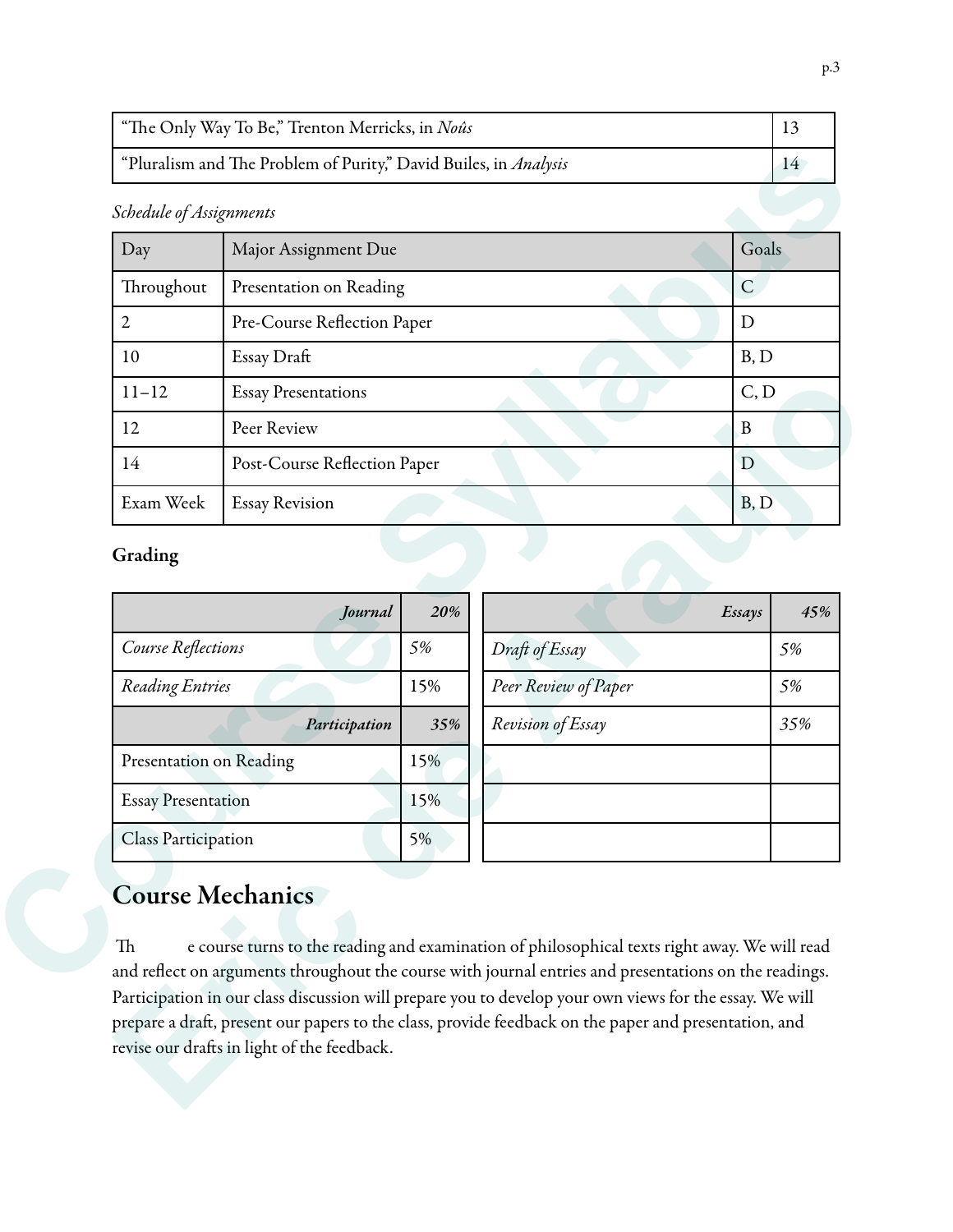| "The Only Way To Be," Trenton Merricks, in *Noûs* | 13 |
|---|---|
| "Pluralism and The Problem of Purity," David Builes, in *Analysis* | 14 |

*Schedule of Assignments*

| Day | Major Assignment Due | Goals |
|---|---|---|
| Throughout | Presentation on Reading | C |
| 2 | Pre-Course Reflection Paper | D |
| 10 | Essay Draft | B, D |
| 11–12 | Essay Presentations | C, D |
| 12 | Peer Review | B |
| 14 | Post-Course Reflection Paper | D |
| Exam Week | Essay Revision | B, D |

**Grading**

| ***Journal*** | ***20%*** |
|---|---|
| *Course Reflections* | *5%* |
| *Reading Entries* | 15% |
| ***Participation*** | ***35%*** |
| Presentation on Reading | 15% |
| Essay Presentation | 15% |
| Class Participation | 5% |

| ***Essays*** | ***45%*** |
|---|---|
| *Draft of Essay* | *5%* |
| *Peer Review of Paper* | *5%* |
| *Revision of Essay* | *35%* |
| | |
| | |
| | |

## Course Mechanics

The course turns to the reading and examination of philosophical texts right away. We will read and reflect on arguments throughout the course with journal entries and presentations on the readings. Participation in our class discussion will prepare you to develop your own views for the essay. We will prepare a draft, present our papers to the class, provide feedback on the paper and presentation, and revise our drafts in light of the feedback.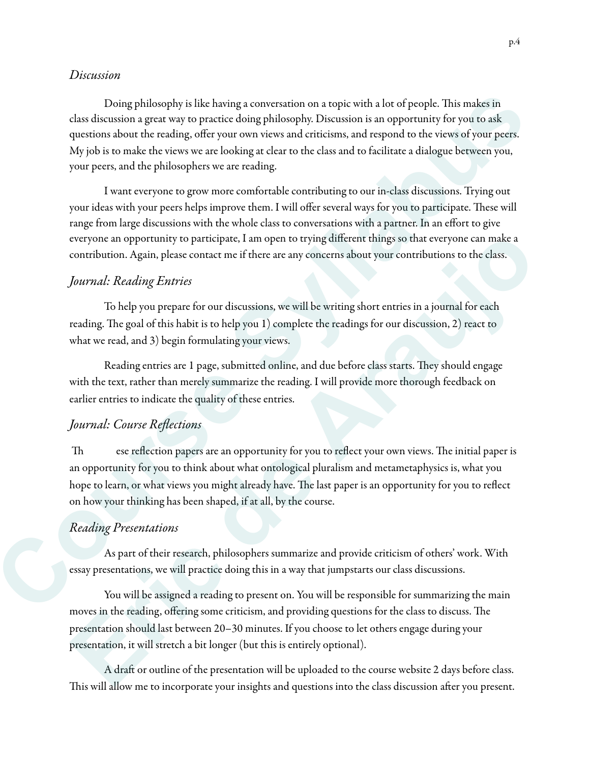### *Discussion*

Doing philosophy is like having a conversation on a topic with a lot of people. This makes in class discussion a great way to practice doing philosophy. Discussion is an opportunity for you to ask questions about the reading, offer your own views and criticisms, and respond to the views of your peers. My job is to make the views we are looking at clear to the class and to facilitate a dialogue between you, your peers, and the philosophers we are reading.

I want everyone to grow more comfortable contributing to our in-class discussions. Trying out your ideas with your peers helps improve them. I will offer several ways for you to participate. These will range from large discussions with the whole class to conversations with a partner. In an effort to give everyone an opportunity to participate, I am open to trying different things so that everyone can make a contribution. Again, please contact me if there are any concerns about your contributions to the class.

### *Journal: Reading Entries*

To help you prepare for our discussions, we will be writing short entries in a journal for each reading. The goal of this habit is to help you 1) complete the readings for our discussion, 2) react to what we read, and 3) begin formulating your views.

Reading entries are 1 page, submitted online, and due before class starts. They should engage with the text, rather than merely summarize the reading. I will provide more thorough feedback on earlier entries to indicate the quality of these entries.

### *Journal: Course Reflections*

These reflection papers are an opportunity for you to reflect your own views. The initial paper is an opportunity for you to think about what ontological pluralism and metametaphysics is, what you hope to learn, or what views you might already have. The last paper is an opportunity for you to reflect on how your thinking has been shaped, if at all, by the course.

### *Reading Presentations*

As part of their research, philosophers summarize and provide criticism of others' work. With essay presentations, we will practice doing this in a way that jumpstarts our class discussions.

You will be assigned a reading to present on. You will be responsible for summarizing the main moves in the reading, offering some criticism, and providing questions for the class to discuss. The presentation should last between 20–30 minutes. If you choose to let others engage during your presentation, it will stretch a bit longer (but this is entirely optional).

A draft or outline of the presentation will be uploaded to the course website 2 days before class. This will allow me to incorporate your insights and questions into the class discussion after you present.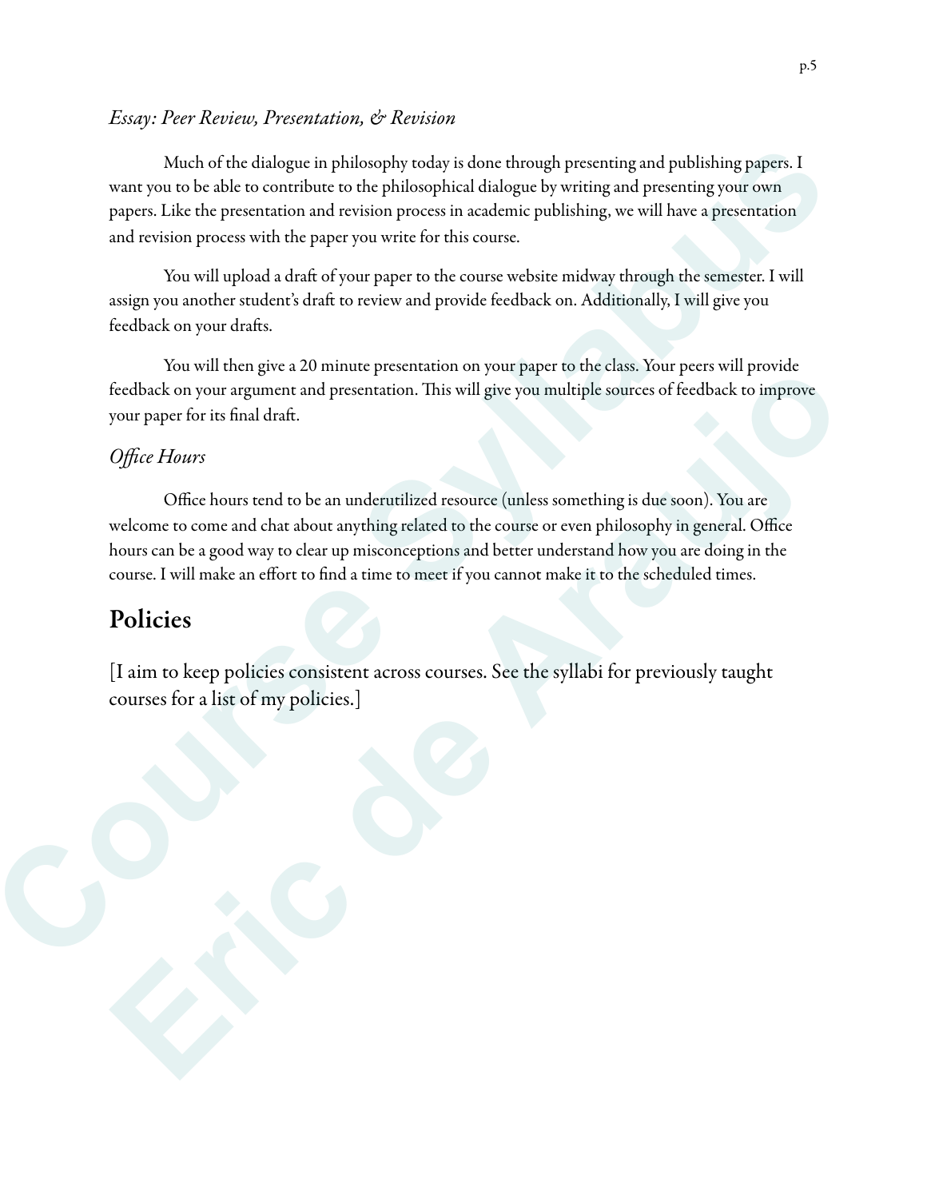*Essay: Peer Review, Presentation, & Revision*

Much of the dialogue in philosophy today is done through presenting and publishing papers. I want you to be able to contribute to the philosophical dialogue by writing and presenting your own papers. Like the presentation and revision process in academic publishing, we will have a presentation and revision process with the paper you write for this course.

You will upload a draft of your paper to the course website midway through the semester. I will assign you another student's draft to review and provide feedback on. Additionally, I will give you feedback on your drafts.

You will then give a 20 minute presentation on your paper to the class. Your peers will provide feedback on your argument and presentation. This will give you multiple sources of feedback to improve your paper for its final draft.

*Office Hours*

Office hours tend to be an underutilized resource (unless something is due soon). You are welcome to come and chat about anything related to the course or even philosophy in general. Office hours can be a good way to clear up misconceptions and better understand how you are doing in the course. I will make an effort to find a time to meet if you cannot make it to the scheduled times.

## Policies

[I aim to keep policies consistent across courses. See the syllabi for previously taught courses for a list of my policies.]